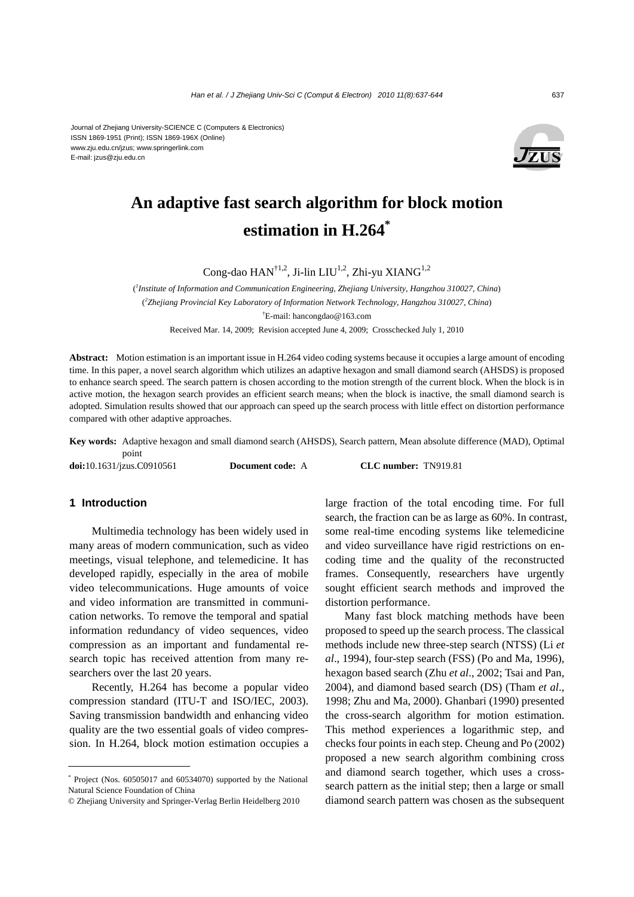Journal of Zhejiang University-SCIENCE C (Computers & Electronics)
ISSN 1869-1951 (Print); ISSN 1869-196X (Online)
www.zju.edu.cn/jzus; www.springerlink.com
E-mail: jzus@zju.edu.cn

# An adaptive fast search algorithm for block motion estimation in H.264*

Cong-dao HAN[†1,2], Ji-lin LIU[1,2], Zhi-yu XIANG[1,2]

([1]*Institute of Information and Communication Engineering, Zhejiang University, Hangzhou 310027, China*)

([2]*Zhejiang Provincial Key Laboratory of Information Network Technology, Hangzhou 310027, China*)

[†]E-mail: hancongdao@163.com

Received Mar. 14, 2009; Revision accepted June 4, 2009; Crosschecked July 1, 2010

**Abstract:** Motion estimation is an important issue in H.264 video coding systems because it occupies a large amount of encoding time. In this paper, a novel search algorithm which utilizes an adaptive hexagon and small diamond search (AHSDS) is proposed to enhance search speed. The search pattern is chosen according to the motion strength of the current block. When the block is in active motion, the hexagon search provides an efficient search means; when the block is inactive, the small diamond search is adopted. Simulation results showed that our approach can speed up the search process with little effect on distortion performance compared with other adaptive approaches.

**Key words:** Adaptive hexagon and small diamond search (AHSDS), Search pattern, Mean absolute difference (MAD), Optimal point

**doi:**10.1631/jzus.C0910561 **Document code:** A **CLC number:** TN919.81

## 1 Introduction

Multimedia technology has been widely used in many areas of modern communication, such as video meetings, visual telephone, and telemedicine. It has developed rapidly, especially in the area of mobile video telecommunications. Huge amounts of voice and video information are transmitted in communication networks. To remove the temporal and spatial information redundancy of video sequences, video compression as an important and fundamental research topic has received attention from many researchers over the last 20 years.

Recently, H.264 has become a popular video compression standard (ITU-T and ISO/IEC, 2003). Saving transmission bandwidth and enhancing video quality are the two essential goals of video compression. In H.264, block motion estimation occupies a large fraction of the total encoding time. For full search, the fraction can be as large as 60%. In contrast, some real-time encoding systems like telemedicine and video surveillance have rigid restrictions on encoding time and the quality of the reconstructed frames. Consequently, researchers have urgently sought efficient search methods and improved the distortion performance.

Many fast block matching methods have been proposed to speed up the search process. The classical methods include new three-step search (NTSS) (Li *et al*., 1994), four-step search (FSS) (Po and Ma, 1996), hexagon based search (Zhu *et al*., 2002; Tsai and Pan, 2004), and diamond based search (DS) (Tham *et al*., 1998; Zhu and Ma, 2000). Ghanbari (1990) presented the cross-search algorithm for motion estimation. This method experiences a logarithmic step, and checks four points in each step. Cheung and Po (2002) proposed a new search algorithm combining cross and diamond search together, which uses a cross-search pattern as the initial step; then a large or small diamond search pattern was chosen as the subsequent

---

\* Project (Nos. 60505017 and 60534070) supported by the National Natural Science Foundation of China

© Zhejiang University and Springer-Verlag Berlin Heidelberg 2010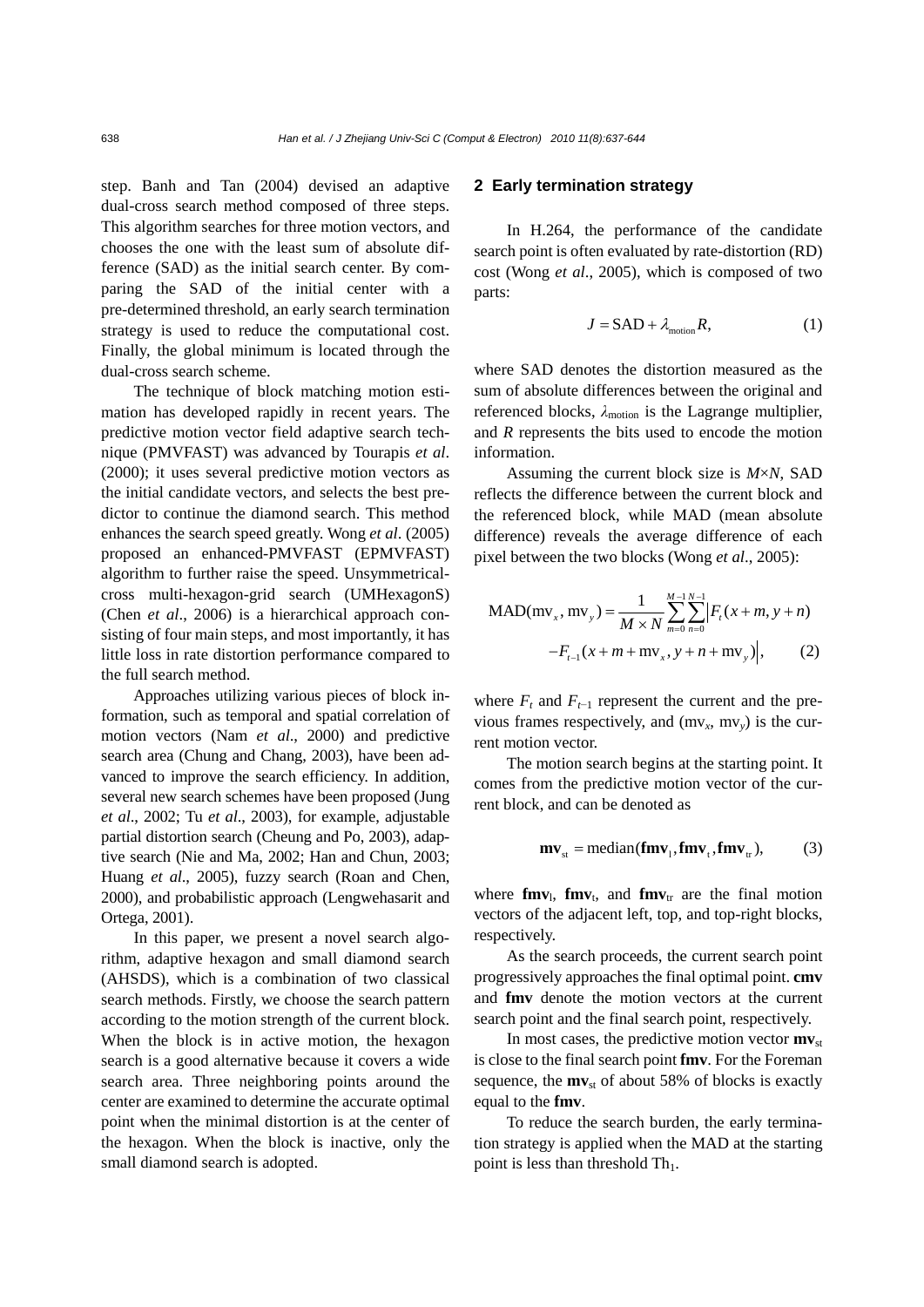step. Banh and Tan (2004) devised an adaptive dual-cross search method composed of three steps. This algorithm searches for three motion vectors, and chooses the one with the least sum of absolute difference (SAD) as the initial search center. By comparing the SAD of the initial center with a pre-determined threshold, an early search termination strategy is used to reduce the computational cost. Finally, the global minimum is located through the dual-cross search scheme.

The technique of block matching motion estimation has developed rapidly in recent years. The predictive motion vector field adaptive search technique (PMVFAST) was advanced by Tourapis *et al*. (2000); it uses several predictive motion vectors as the initial candidate vectors, and selects the best predictor to continue the diamond search. This method enhances the search speed greatly. Wong *et al*. (2005) proposed an enhanced-PMVFAST (EPMVFAST) algorithm to further raise the speed. Unsymmetrical-cross multi-hexagon-grid search (UMHexagonS) (Chen *et al*., 2006) is a hierarchical approach consisting of four main steps, and most importantly, it has little loss in rate distortion performance compared to the full search method.

Approaches utilizing various pieces of block information, such as temporal and spatial correlation of motion vectors (Nam *et al*., 2000) and predictive search area (Chung and Chang, 2003), have been advanced to improve the search efficiency. In addition, several new search schemes have been proposed (Jung *et al*., 2002; Tu *et al*., 2003), for example, adjustable partial distortion search (Cheung and Po, 2003), adaptive search (Nie and Ma, 2002; Han and Chun, 2003; Huang *et al*., 2005), fuzzy search (Roan and Chen, 2000), and probabilistic approach (Lengwehasarit and Ortega, 2001).

In this paper, we present a novel search algorithm, adaptive hexagon and small diamond search (AHSDS), which is a combination of two classical search methods. Firstly, we choose the search pattern according to the motion strength of the current block. When the block is in active motion, the hexagon search is a good alternative because it covers a wide search area. Three neighboring points around the center are examined to determine the accurate optimal point when the minimal distortion is at the center of the hexagon. When the block is inactive, only the small diamond search is adopted.

## 2 Early termination strategy

In H.264, the performance of the candidate search point is often evaluated by rate-distortion (RD) cost (Wong *et al*., 2005), which is composed of two parts:

$$J = \mathrm{SAD} + \lambda_{\mathrm{motion}} R, \tag{1}$$

where SAD denotes the distortion measured as the sum of absolute differences between the original and referenced blocks, $\lambda_{\mathrm{motion}}$ is the Lagrange multiplier, and $R$ represents the bits used to encode the motion information.

Assuming the current block size is $M\times N$, SAD reflects the difference between the current block and the referenced block, while MAD (mean absolute difference) reveals the average difference of each pixel between the two blocks (Wong *et al*., 2005):

$$\mathrm{MAD}(\mathrm{mv}_x, \mathrm{mv}_y) = \frac{1}{M\times N}\sum_{m=0}^{M-1}\sum_{n=0}^{N-1}\Big|F_t(x+m, y+n) - F_{t-1}(x+m+\mathrm{mv}_x, y+n+\mathrm{mv}_y)\Big|, \tag{2}$$

where $F_t$ and $F_{t-1}$ represent the current and the previous frames respectively, and $(\mathrm{mv}_x, \mathrm{mv}_y)$ is the current motion vector.

The motion search begins at the starting point. It comes from the predictive motion vector of the current block, and can be denoted as

$$\mathbf{mv}_{\mathrm{st}} = \mathrm{median}(\mathbf{fmv}_{\mathrm{l}}, \mathbf{fmv}_{\mathrm{t}}, \mathbf{fmv}_{\mathrm{tr}}), \tag{3}$$

where $\mathbf{fmv}_{\mathrm{l}}$, $\mathbf{fmv}_{\mathrm{t}}$, and $\mathbf{fmv}_{\mathrm{tr}}$ are the final motion vectors of the adjacent left, top, and top-right blocks, respectively.

As the search proceeds, the current search point progressively approaches the final optimal point. **cmv** and **fmv** denote the motion vectors at the current search point and the final search point, respectively.

In most cases, the predictive motion vector $\mathbf{mv}_{\mathrm{st}}$ is close to the final search point **fmv**. For the Foreman sequence, the $\mathbf{mv}_{\mathrm{st}}$ of about 58% of blocks is exactly equal to the **fmv**.

To reduce the search burden, the early termination strategy is applied when the MAD at the starting point is less than threshold $\mathrm{Th}_1$.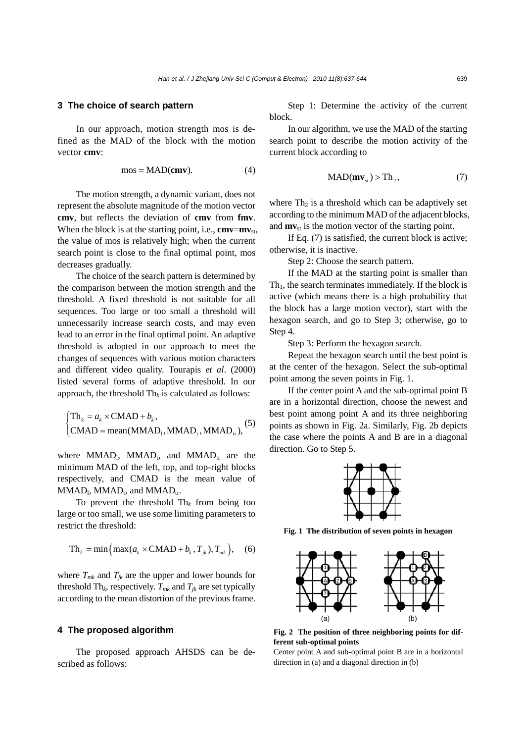## 3 The choice of search pattern

In our approach, motion strength mos is defined as the MAD of the block with the motion vector **cmv**:

$$\text{mos} = \text{MAD}(\mathbf{cmv}). \tag{4}$$

The motion strength, a dynamic variant, does not represent the absolute magnitude of the motion vector **cmv**, but reflects the deviation of **cmv** from **fmv**. When the block is at the starting point, i.e., $\mathbf{cmv}=\mathbf{mv}_{\text{st}}$, the value of mos is relatively high; when the current search point is close to the final optimal point, mos decreases gradually.

The choice of the search pattern is determined by the comparison between the motion strength and the threshold. A fixed threshold is not suitable for all sequences. Too large or too small a threshold will unnecessarily increase search costs, and may even lead to an error in the final optimal point. An adaptive threshold is adopted in our approach to meet the changes of sequences with various motion characters and different video quality. Tourapis *et al*. (2000) listed several forms of adaptive threshold. In our approach, the threshold $\text{Th}_k$ is calculated as follows:

$$\begin{cases} \text{Th}_k = a_k \times \text{CMAD} + b_k, \\ \text{CMAD} = \text{mean}(\text{MMAD}_{\text{l}}, \text{MMAD}_{\text{t}}, \text{MMAD}_{\text{tr}}), \end{cases} \tag{5}$$

where $\text{MMAD}_{\text{l}}$, $\text{MMAD}_{\text{t}}$, and $\text{MMAD}_{\text{tr}}$ are the minimum MAD of the left, top, and top-right blocks respectively, and CMAD is the mean value of $\text{MMAD}_{\text{l}}$, $\text{MMAD}_{\text{t}}$, and $\text{MMAD}_{\text{tr}}$.

To prevent the threshold $\text{Th}_k$ from being too large or too small, we use some limiting parameters to restrict the threshold:

$$\text{Th}_k = \min\left(\max(a_k \times \text{CMAD} + b_k, T_{jk}), T_{mk}\right), \tag{6}$$

where $T_{mk}$ and $T_{jk}$ are the upper and lower bounds for threshold $\text{Th}_k$, respectively. $T_{mk}$ and $T_{jk}$ are set typically according to the mean distortion of the previous frame.

## 4 The proposed algorithm

The proposed approach AHSDS can be described as follows:

Step 1: Determine the activity of the current block.

In our algorithm, we use the MAD of the starting search point to describe the motion activity of the current block according to

$$\text{MAD}(\mathbf{mv}_{\text{st}}) > \text{Th}_2, \tag{7}$$

where $\text{Th}_2$ is a threshold which can be adaptively set according to the minimum MAD of the adjacent blocks, and $\mathbf{mv}_{\text{st}}$ is the motion vector of the starting point.

If Eq. (7) is satisfied, the current block is active; otherwise, it is inactive.

Step 2: Choose the search pattern.

If the MAD at the starting point is smaller than $\text{Th}_1$, the search terminates immediately. If the block is active (which means there is a high probability that the block has a large motion vector), start with the hexagon search, and go to Step 3; otherwise, go to Step 4.

Step 3: Perform the hexagon search.

Repeat the hexagon search until the best point is at the center of the hexagon. Select the sub-optimal point among the seven points in Fig. 1.

If the center point A and the sub-optimal point B are in a horizontal direction, choose the newest and best point among point A and its three neighboring points as shown in Fig. 2a. Similarly, Fig. 2b depicts the case where the points A and B are in a diagonal direction. Go to Step 5.

**Fig. 1 The distribution of seven points in hexagon**

**Fig. 2 The position of three neighboring points for different sub-optimal points**

Center point A and sub-optimal point B are in a horizontal direction in (a) and a diagonal direction in (b)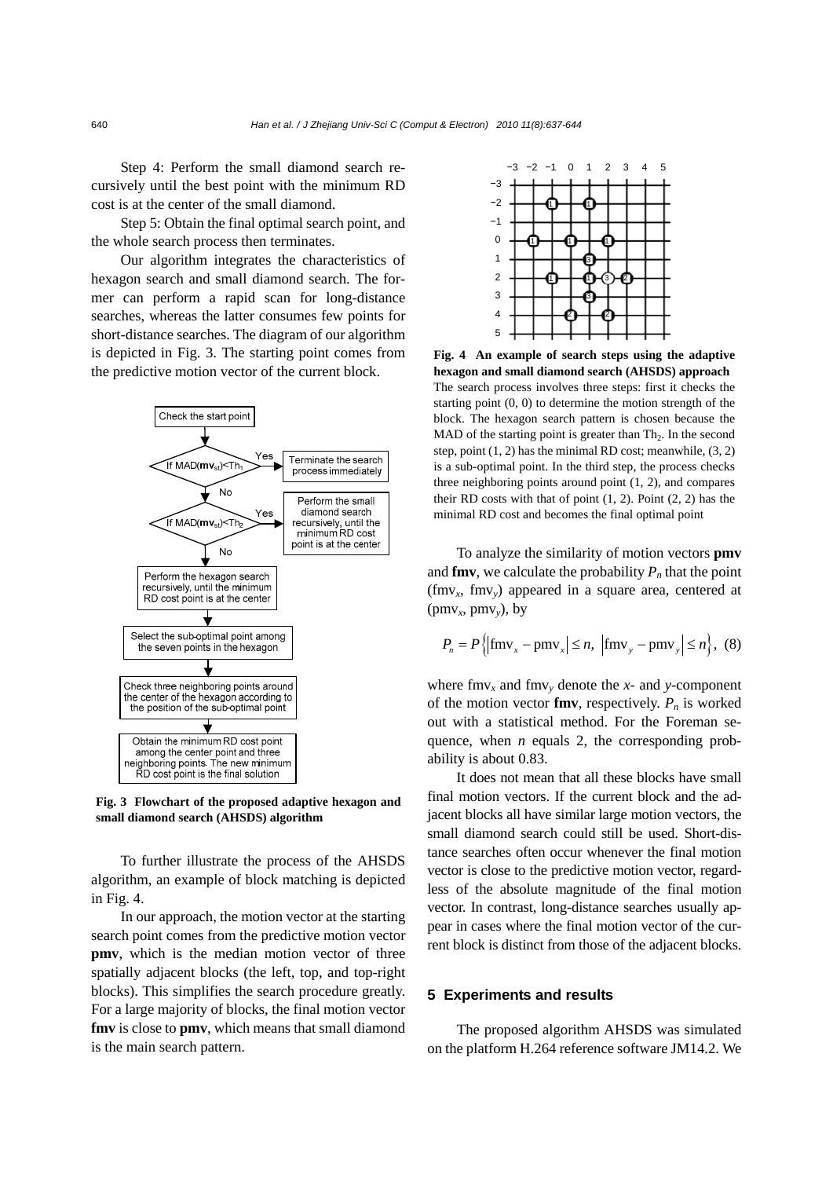Step 4: Perform the small diamond search recursively until the best point with the minimum RD cost is at the center of the small diamond.

Step 5: Obtain the final optimal search point, and the whole search process then terminates.

Our algorithm integrates the characteristics of hexagon search and small diamond search. The former can perform a rapid scan for long-distance searches, whereas the latter consumes few points for short-distance searches. The diagram of our algorithm is depicted in Fig. 3. The starting point comes from the predictive motion vector of the current block.

**Fig. 3 Flowchart of the proposed adaptive hexagon and small diamond search (AHSDS) algorithm**

To further illustrate the process of the AHSDS algorithm, an example of block matching is depicted in Fig. 4.

In our approach, the motion vector at the starting search point comes from the predictive motion vector **pmv**, which is the median motion vector of three spatially adjacent blocks (the left, top, and top-right blocks). This simplifies the search procedure greatly. For a large majority of blocks, the final motion vector **fmv** is close to **pmv**, which means that small diamond is the main search pattern.

**Fig. 4 An example of search steps using the adaptive hexagon and small diamond search (AHSDS) approach**
The search process involves three steps: first it checks the starting point (0, 0) to determine the motion strength of the block. The hexagon search pattern is chosen because the MAD of the starting point is greater than $Th_2$. In the second step, point (1, 2) has the minimal RD cost; meanwhile, (3, 2) is a sub-optimal point. In the third step, the process checks three neighboring points around point (1, 2), and compares their RD costs with that of point (1, 2). Point (2, 2) has the minimal RD cost and becomes the final optimal point

To analyze the similarity of motion vectors **pmv** and **fmv**, we calculate the probability $P_n$ that the point ($\mathrm{fmv}_x$, $\mathrm{fmv}_y$) appeared in a square area, centered at ($\mathrm{pmv}_x$, $\mathrm{pmv}_y$), by

$$P_n = P\left\{\left|\mathrm{fmv}_x - \mathrm{pmv}_x\right| \le n,\ \left|\mathrm{fmv}_y - \mathrm{pmv}_y\right| \le n\right\}, \quad (8)$$

where $\mathrm{fmv}_x$ and $\mathrm{fmv}_y$ denote the *x*- and *y*-component of the motion vector **fmv**, respectively. $P_n$ is worked out with a statistical method. For the Foreman sequence, when $n$ equals 2, the corresponding probability is about 0.83.

It does not mean that all these blocks have small final motion vectors. If the current block and the adjacent blocks all have similar large motion vectors, the small diamond search could still be used. Short-distance searches often occur whenever the final motion vector is close to the predictive motion vector, regardless of the absolute magnitude of the final motion vector. In contrast, long-distance searches usually appear in cases where the final motion vector of the current block is distinct from those of the adjacent blocks.

## 5 Experiments and results

The proposed algorithm AHSDS was simulated on the platform H.264 reference software JM14.2. We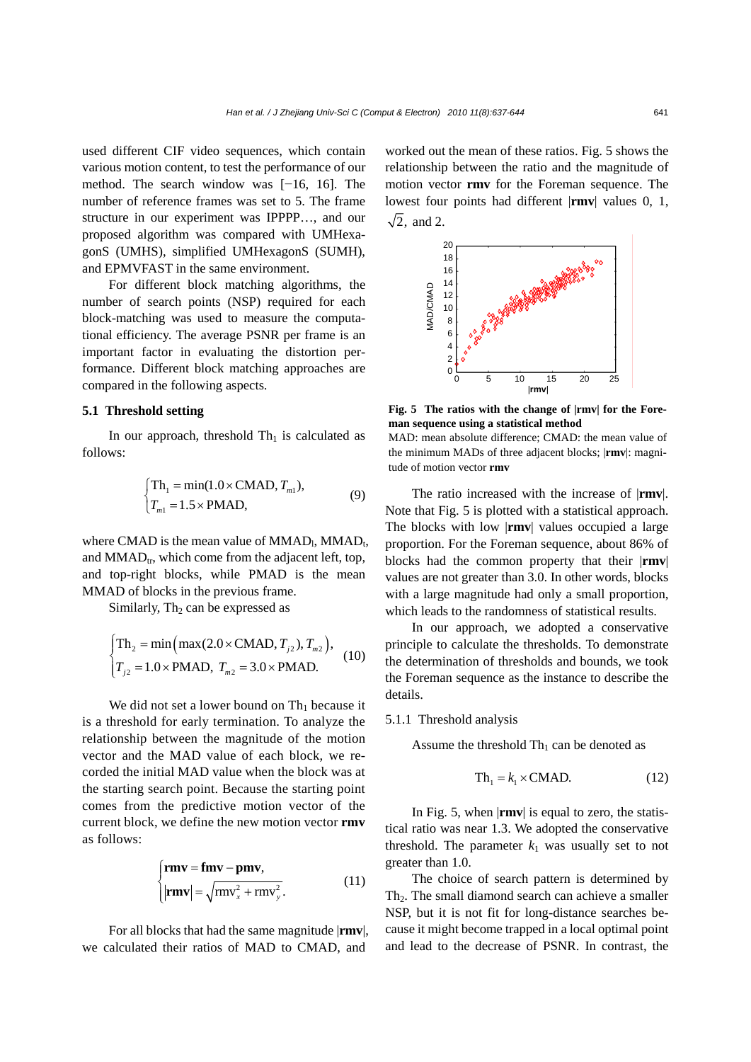used different CIF video sequences, which contain various motion content, to test the performance of our method. The search window was [−16, 16]. The number of reference frames was set to 5. The frame structure in our experiment was IPPPP…, and our proposed algorithm was compared with UMHexagonS (UMHS), simplified UMHexagonS (SUMH), and EPMVFAST in the same environment.

For different block matching algorithms, the number of search points (NSP) required for each block-matching was used to measure the computational efficiency. The average PSNR per frame is an important factor in evaluating the distortion performance. Different block matching approaches are compared in the following aspects.

### 5.1 Threshold setting

In our approach, threshold $\text{Th}_1$ is calculated as follows:

$$\begin{cases} \text{Th}_1 = \min(1.0 \times \text{CMAD}, T_{m1}), \\ T_{m1} = 1.5 \times \text{PMAD}, \end{cases} \tag{9}$$

where CMAD is the mean value of $\text{MMAD}_\text{l}$, $\text{MMAD}_\text{t}$, and $\text{MMAD}_\text{tr}$, which come from the adjacent left, top, and top-right blocks, while PMAD is the mean MMAD of blocks in the previous frame.

Similarly, $\text{Th}_2$ can be expressed as

$$\begin{cases} \text{Th}_2 = \min\left(\max(2.0 \times \text{CMAD}, T_{j2}), T_{m2}\right), \\ T_{j2} = 1.0 \times \text{PMAD}, \; T_{m2} = 3.0 \times \text{PMAD}. \end{cases} \tag{10}$$

We did not set a lower bound on $\text{Th}_1$ because it is a threshold for early termination. To analyze the relationship between the magnitude of the motion vector and the MAD value of each block, we recorded the initial MAD value when the block was at the starting search point. Because the starting point comes from the predictive motion vector of the current block, we define the new motion vector **rmv** as follows:

$$\begin{cases} \mathbf{rmv} = \mathbf{fmv} - \mathbf{pmv}, \\ |\mathbf{rmv}| = \sqrt{\text{rmv}_x^2 + \text{rmv}_y^2}. \end{cases} \tag{11}$$

For all blocks that had the same magnitude |**rmv**|, we calculated their ratios of MAD to CMAD, and worked out the mean of these ratios. Fig. 5 shows the relationship between the ratio and the magnitude of motion vector **rmv** for the Foreman sequence. The lowest four points had different |**rmv**| values 0, 1, $\sqrt{2}$, and 2.

**Fig. 5 The ratios with the change of |rmv| for the Foreman sequence using a statistical method**

MAD: mean absolute difference; CMAD: the mean value of the minimum MADs of three adjacent blocks; |**rmv**|: magnitude of motion vector **rmv**

The ratio increased with the increase of |**rmv**|. Note that Fig. 5 is plotted with a statistical approach. The blocks with low |**rmv**| values occupied a large proportion. For the Foreman sequence, about 86% of blocks had the common property that their |**rmv**| values are not greater than 3.0. In other words, blocks with a large magnitude had only a small proportion, which leads to the randomness of statistical results.

In our approach, we adopted a conservative principle to calculate the thresholds. To demonstrate the determination of thresholds and bounds, we took the Foreman sequence as the instance to describe the details.

#### 5.1.1 Threshold analysis

Assume the threshold $\text{Th}_1$ can be denoted as

$$\text{Th}_1 = k_1 \times \text{CMAD}. \tag{12}$$

In Fig. 5, when |**rmv**| is equal to zero, the statistical ratio was near 1.3. We adopted the conservative threshold. The parameter $k_1$ was usually set to not greater than 1.0.

The choice of search pattern is determined by $\text{Th}_2$. The small diamond search can achieve a smaller NSP, but it is not fit for long-distance searches because it might become trapped in a local optimal point and lead to the decrease of PSNR. In contrast, the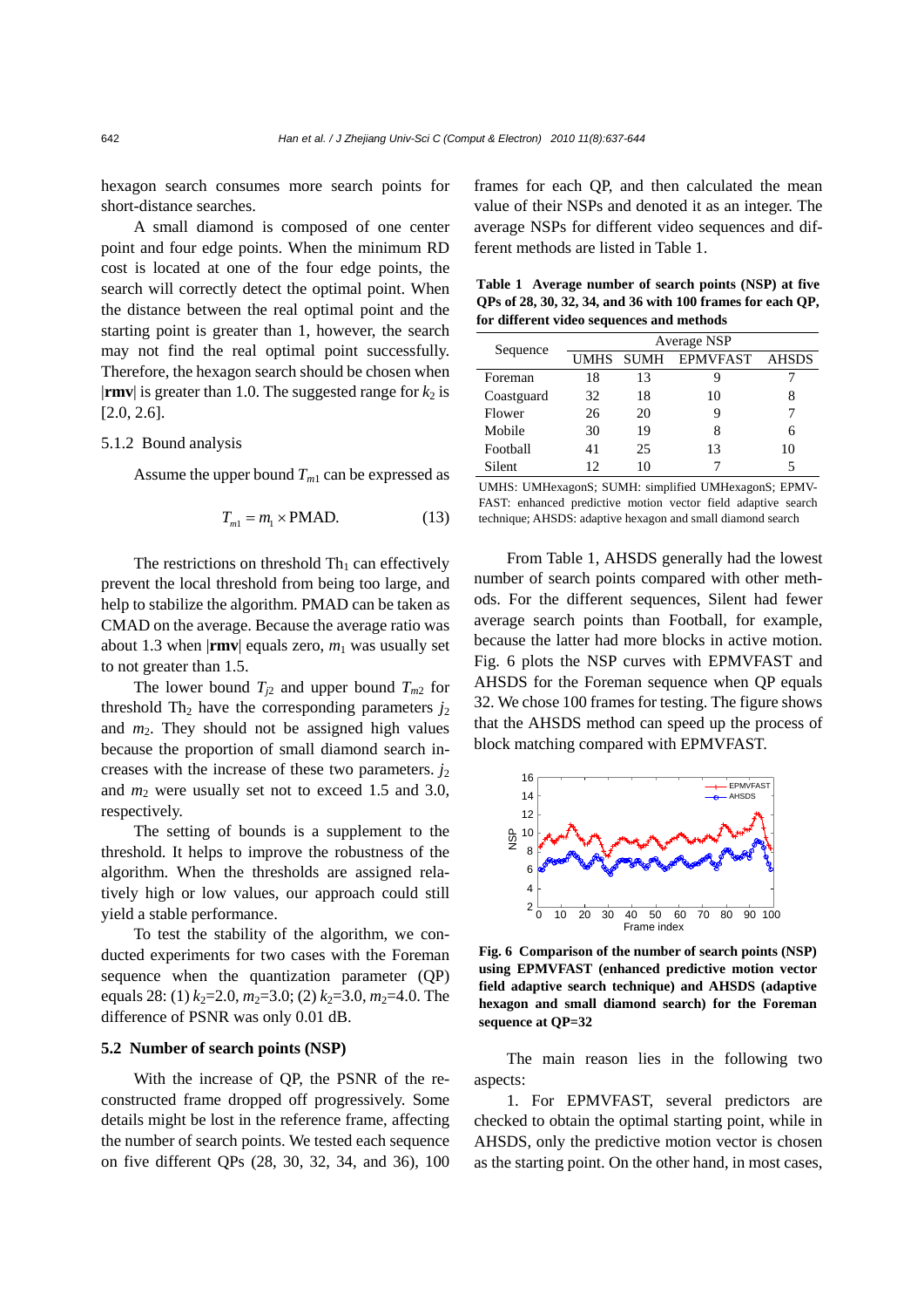hexagon search consumes more search points for short-distance searches.

A small diamond is composed of one center point and four edge points. When the minimum RD cost is located at one of the four edge points, the search will correctly detect the optimal point. When the distance between the real optimal point and the starting point is greater than 1, however, the search may not find the real optimal point successfully. Therefore, the hexagon search should be chosen when |**rmv**| is greater than 1.0. The suggested range for $k_2$ is [2.0, 2.6].

5.1.2 Bound analysis

Assume the upper bound $T_{m1}$ can be expressed as

$$T_{m1} = m_1 \times \text{PMAD}. \tag{13}$$

The restrictions on threshold $\text{Th}_1$ can effectively prevent the local threshold from being too large, and help to stabilize the algorithm. PMAD can be taken as CMAD on the average. Because the average ratio was about 1.3 when |**rmv**| equals zero, $m_1$ was usually set to not greater than 1.5.

The lower bound $T_{j2}$ and upper bound $T_{m2}$ for threshold $\text{Th}_2$ have the corresponding parameters $j_2$ and $m_2$. They should not be assigned high values because the proportion of small diamond search increases with the increase of these two parameters. $j_2$ and $m_2$ were usually set not to exceed 1.5 and 3.0, respectively.

The setting of bounds is a supplement to the threshold. It helps to improve the robustness of the algorithm. When the thresholds are assigned relatively high or low values, our approach could still yield a stable performance.

To test the stability of the algorithm, we conducted experiments for two cases with the Foreman sequence when the quantization parameter (QP) equals 28: (1) $k_2$=2.0, $m_2$=3.0; (2) $k_2$=3.0, $m_2$=4.0. The difference of PSNR was only 0.01 dB.

### 5.2 Number of search points (NSP)

With the increase of QP, the PSNR of the reconstructed frame dropped off progressively. Some details might be lost in the reference frame, affecting the number of search points. We tested each sequence on five different QPs (28, 30, 32, 34, and 36), 100 frames for each QP, and then calculated the mean value of their NSPs and denoted it as an integer. The average NSPs for different video sequences and different methods are listed in Table 1.

**Table 1 Average number of search points (NSP) at five QPs of 28, 30, 32, 34, and 36 with 100 frames for each QP, for different video sequences and methods**

| Sequence | Average NSP | | | |
|---|---|---|---|---|
| | UMHS | SUMH | EPMVFAST | AHSDS |
| Foreman | 18 | 13 | 9 | 7 |
| Coastguard | 32 | 18 | 10 | 8 |
| Flower | 26 | 20 | 9 | 7 |
| Mobile | 30 | 19 | 8 | 6 |
| Football | 41 | 25 | 13 | 10 |
| Silent | 12 | 10 | 7 | 5 |

UMHS: UMHexagonS; SUMH: simplified UMHexagonS; EPMVFAST: enhanced predictive motion vector field adaptive search technique; AHSDS: adaptive hexagon and small diamond search

From Table 1, AHSDS generally had the lowest number of search points compared with other methods. For the different sequences, Silent had fewer average search points than Football, for example, because the latter had more blocks in active motion. Fig. 6 plots the NSP curves with EPMVFAST and AHSDS for the Foreman sequence when QP equals 32. We chose 100 frames for testing. The figure shows that the AHSDS method can speed up the process of block matching compared with EPMVFAST.

**Fig. 6 Comparison of the number of search points (NSP) using EPMVFAST (enhanced predictive motion vector field adaptive search technique) and AHSDS (adaptive hexagon and small diamond search) for the Foreman sequence at QP=32**

The main reason lies in the following two aspects:

1. For EPMVFAST, several predictors are checked to obtain the optimal starting point, while in AHSDS, only the predictive motion vector is chosen as the starting point. On the other hand, in most cases,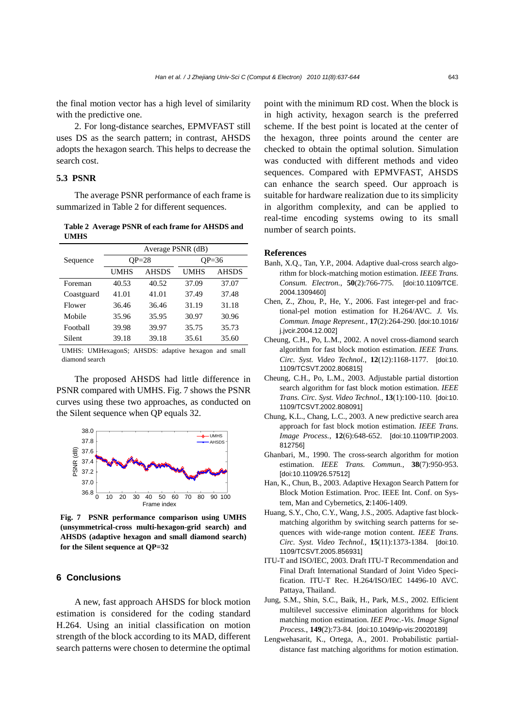the final motion vector has a high level of similarity with the predictive one.

2. For long-distance searches, EPMVFAST still uses DS as the search pattern; in contrast, AHSDS adopts the hexagon search. This helps to decrease the search cost.

### 5.3 PSNR

The average PSNR performance of each frame is summarized in Table 2 for different sequences.

**Table 2 Average PSNR of each frame for AHSDS and UMHS**

| Sequence | Average PSNR (dB) | | | |
|---|---|---|---|---|
| | QP=28 | | QP=36 | |
| | UMHS | AHSDS | UMHS | AHSDS |
| Foreman | 40.53 | 40.52 | 37.09 | 37.07 |
| Coastguard | 41.01 | 41.01 | 37.49 | 37.48 |
| Flower | 36.46 | 36.46 | 31.19 | 31.18 |
| Mobile | 35.96 | 35.95 | 30.97 | 30.96 |
| Football | 39.98 | 39.97 | 35.75 | 35.73 |
| Silent | 39.18 | 39.18 | 35.61 | 35.60 |

UMHS: UMHexagonS; AHSDS: adaptive hexagon and small diamond search

The proposed AHSDS had little difference in PSNR compared with UMHS. Fig. 7 shows the PSNR curves using these two approaches, as conducted on the Silent sequence when QP equals 32.

**Fig. 7 PSNR performance comparison using UMHS (unsymmetrical-cross multi-hexagon-grid search) and AHSDS (adaptive hexagon and small diamond search) for the Silent sequence at QP=32**

## 6 Conclusions

A new, fast approach AHSDS for block motion estimation is considered for the coding standard H.264. Using an initial classification on motion strength of the block according to its MAD, different search patterns were chosen to determine the optimal point with the minimum RD cost. When the block is in high activity, hexagon search is the preferred scheme. If the best point is located at the center of the hexagon, three points around the center are checked to obtain the optimal solution. Simulation was conducted with different methods and video sequences. Compared with EPMVFAST, AHSDS can enhance the search speed. Our approach is suitable for hardware realization due to its simplicity in algorithm complexity, and can be applied to real-time encoding systems owing to its small number of search points.

## References

Banh, X.Q., Tan, Y.P., 2004. Adaptive dual-cross search algorithm for block-matching motion estimation. *IEEE Trans. Consum. Electron.*, **50**(2):766-775. [doi:10.1109/TCE.2004.1309460]

Chen, Z., Zhou, P., He, Y., 2006. Fast integer-pel and fractional-pel motion estimation for H.264/AVC. *J. Vis. Commun. Image Represent.*, **17**(2):264-290. [doi:10.1016/j.jvcir.2004.12.002]

Cheung, C.H., Po, L.M., 2002. A novel cross-diamond search algorithm for fast block motion estimation. *IEEE Trans. Circ. Syst. Video Technol.*, **12**(12):1168-1177. [doi:10.1109/TCSVT.2002.806815]

Cheung, C.H., Po, L.M., 2003. Adjustable partial distortion search algorithm for fast block motion estimation. *IEEE Trans. Circ. Syst. Video Technol.*, **13**(1):100-110. [doi:10.1109/TCSVT.2002.808091]

Chung, K.L., Chang, L.C., 2003. A new predictive search area approach for fast block motion estimation. *IEEE Trans. Image Process.*, **12**(6):648-652. [doi:10.1109/TIP.2003.812756]

Ghanbari, M., 1990. The cross-search algorithm for motion estimation. *IEEE Trans. Commun.*, **38**(7):950-953. [doi:10.1109/26.57512]

Han, K., Chun, B., 2003. Adaptive Hexagon Search Pattern for Block Motion Estimation. Proc. IEEE Int. Conf. on System, Man and Cybernetics, **2**:1406-1409.

Huang, S.Y., Cho, C.Y., Wang, J.S., 2005. Adaptive fast block-matching algorithm by switching search patterns for sequences with wide-range motion content. *IEEE Trans. Circ. Syst. Video Technol.*, **15**(11):1373-1384. [doi:10.1109/TCSVT.2005.856931]

ITU-T and ISO/IEC, 2003. Draft ITU-T Recommendation and Final Draft International Standard of Joint Video Specification. ITU-T Rec. H.264/ISO/IEC 14496-10 AVC. Pattaya, Thailand.

Jung, S.M., Shin, S.C., Baik, H., Park, M.S., 2002. Efficient multilevel successive elimination algorithms for block matching motion estimation. *IEE Proc.-Vis. Image Signal Process.*, **149**(2):73-84. [doi:10.1049/ip-vis:20020189]

Lengwehasarit, K., Ortega, A., 2001. Probabilistic partial-distance fast matching algorithms for motion estimation.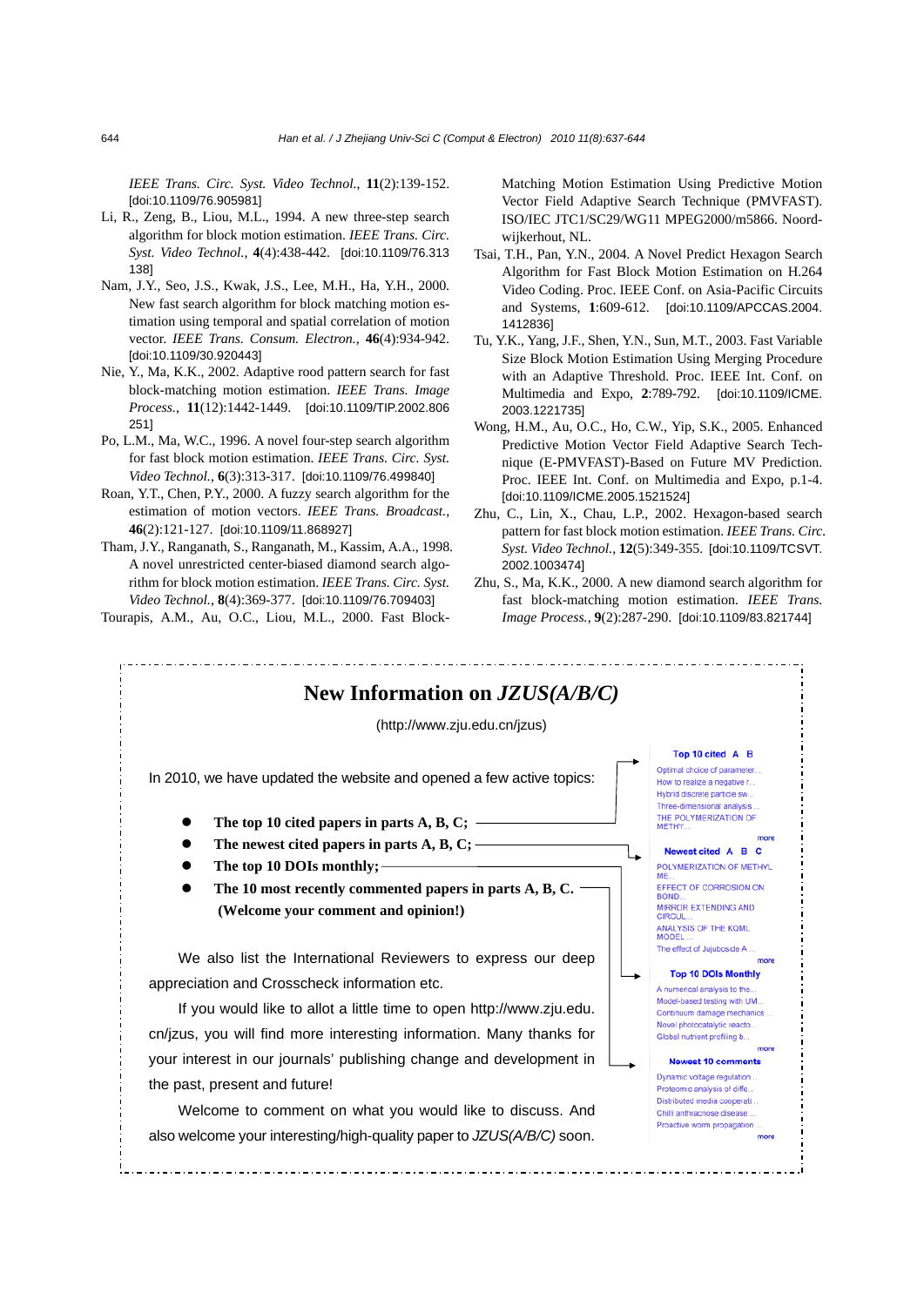*IEEE Trans. Circ. Syst. Video Technol.*, **11**(2):139-152. [doi:10.1109/76.905981]

Li, R., Zeng, B., Liou, M.L., 1994. A new three-step search algorithm for block motion estimation. *IEEE Trans. Circ. Syst. Video Technol.*, **4**(4):438-442. [doi:10.1109/76.313138]

Nam, J.Y., Seo, J.S., Kwak, J.S., Lee, M.H., Ha, Y.H., 2000. New fast search algorithm for block matching motion estimation using temporal and spatial correlation of motion vector. *IEEE Trans. Consum. Electron.*, **46**(4):934-942. [doi:10.1109/30.920443]

Nie, Y., Ma, K.K., 2002. Adaptive rood pattern search for fast block-matching motion estimation. *IEEE Trans. Image Process.*, **11**(12):1442-1449. [doi:10.1109/TIP.2002.806251]

Po, L.M., Ma, W.C., 1996. A novel four-step search algorithm for fast block motion estimation. *IEEE Trans. Circ. Syst. Video Technol.*, **6**(3):313-317. [doi:10.1109/76.499840]

Roan, Y.T., Chen, P.Y., 2000. A fuzzy search algorithm for the estimation of motion vectors. *IEEE Trans. Broadcast.*, **46**(2):121-127. [doi:10.1109/11.868927]

Tham, J.Y., Ranganath, S., Ranganath, M., Kassim, A.A., 1998. A novel unrestricted center-biased diamond search algorithm for block motion estimation. *IEEE Trans. Circ. Syst. Video Technol.*, **8**(4):369-377. [doi:10.1109/76.709403]

Tourapis, A.M., Au, O.C., Liou, M.L., 2000. Fast Block-Matching Motion Estimation Using Predictive Motion Vector Field Adaptive Search Technique (PMVFAST). ISO/IEC JTC1/SC29/WG11 MPEG2000/m5866. Noordwijkerhout, NL.

Tsai, T.H., Pan, Y.N., 2004. A Novel Predict Hexagon Search Algorithm for Fast Block Motion Estimation on H.264 Video Coding. Proc. IEEE Conf. on Asia-Pacific Circuits and Systems, **1**:609-612. [doi:10.1109/APCCAS.2004.1412836]

Tu, Y.K., Yang, J.F., Shen, Y.N., Sun, M.T., 2003. Fast Variable Size Block Motion Estimation Using Merging Procedure with an Adaptive Threshold. Proc. IEEE Int. Conf. on Multimedia and Expo, **2**:789-792. [doi:10.1109/ICME.2003.1221735]

Wong, H.M., Au, O.C., Ho, C.W., Yip, S.K., 2005. Enhanced Predictive Motion Vector Field Adaptive Search Technique (E-PMVFAST)-Based on Future MV Prediction. Proc. IEEE Int. Conf. on Multimedia and Expo, p.1-4. [doi:10.1109/ICME.2005.1521524]

Zhu, C., Lin, X., Chau, L.P., 2002. Hexagon-based search pattern for fast block motion estimation. *IEEE Trans. Circ. Syst. Video Technol.*, **12**(5):349-355. [doi:10.1109/TCSVT.2002.1003474]

Zhu, S., Ma, K.K., 2000. A new diamond search algorithm for fast block-matching motion estimation. *IEEE Trans. Image Process.*, **9**(2):287-290. [doi:10.1109/83.821744]

## New Information on *JZUS(A/B/C)*

(http://www.zju.edu.cn/jzus)

In 2010, we have updated the website and opened a few active topics:

- **The top 10 cited papers in parts A, B, C;**
- **The newest cited papers in parts A, B, C;**
- **The top 10 DOIs monthly;**
- **The 10 most recently commented papers in parts A, B, C. (Welcome your comment and opinion!)**

We also list the International Reviewers to express our deep appreciation and Crosscheck information etc.

If you would like to allot a little time to open http://www.zju.edu.cn/jzus, you will find more interesting information. Many thanks for your interest in our journals' publishing change and development in the past, present and future!

Welcome to comment on what you would like to discuss. And also welcome your interesting/high-quality paper to *JZUS(A/B/C)* soon.

Top 10 cited A B
Optimal choice of parameter...
How to realize a negative r...
Hybrid discrete particle sw...
Three-dimensional analysis ...
THE POLYMERIZATION OF METHY...
more

Newest cited A B C
POLYMERIZATION OF METHYL ME...
EFFECT OF CORROSION ON BOND...
MIRROR EXTENDING AND CIRCUL...
ANALYSIS OF THE KQML MODEL ...
The effect of Jujuboside A ...
more

Top 10 DOIs Monthly
A numerical analysis to the...
Model-based testing with UM...
Continuum damage mechanics ...
Novel photocatalytic reacto...
Global nutrient profiling b...
more

Newest 10 comments
Dynamic voltage regulation ...
Proteomic analysis of diffe...
Distributed media cooperati...
Chilli anthracnose disease ...
Proactive worm propagation ...
more